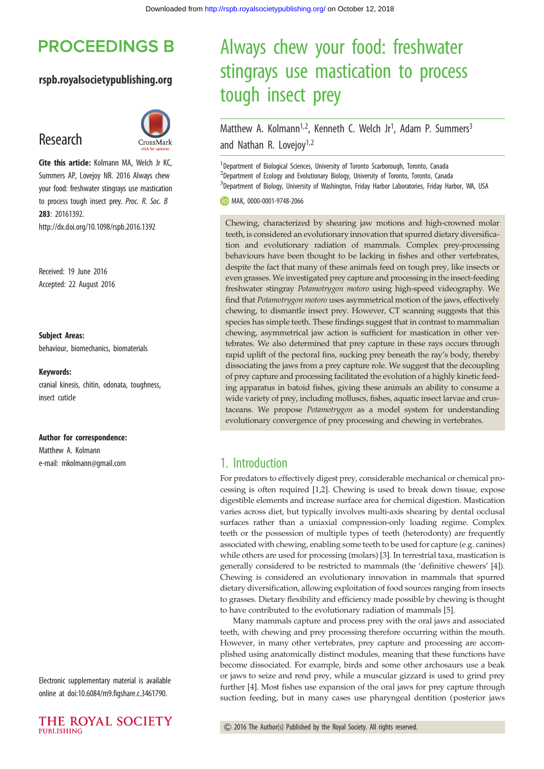# Always chew your food: freshwater stingrays use mastication to process tough insect prey

Matthew A. Kolmann[1,2], Kenneth C. Welch Jr[1], Adam P. Summers[3] and Nathan R. Lovejoy[1,2]

[1]Department of Biological Sciences, University of Toronto Scarborough, Toronto, Canada
[2]Department of Ecology and Evolutionary Biology, University of Toronto, Toronto, Canada
[3]Department of Biology, University of Washington, Friday Harbor Laboratories, Friday Harbor, WA, USA

MAK, 0000-0001-9748-2066

Research

**Cite this article:** Kolmann MA, Welch Jr KC, Summers AP, Lovejoy NR. 2016 Always chew your food: freshwater stingrays use mastication to process tough insect prey. *Proc. R. Soc. B* **283**: 20161392.
http://dx.doi.org/10.1098/rspb.2016.1392

Received: 19 June 2016
Accepted: 22 August 2016

**Subject Areas:**
behaviour, biomechanics, biomaterials

**Keywords:**
cranial kinesis, chitin, odonata, toughness, insect cuticle

**Author for correspondence:**
Matthew A. Kolmann
e-mail: mkolmann@gmail.com

Electronic supplementary material is available online at doi:10.6084/m9.figshare.c.3461790.

Chewing, characterized by shearing jaw motions and high-crowned molar teeth, is considered an evolutionary innovation that spurred dietary diversification and evolutionary radiation of mammals. Complex prey-processing behaviours have been thought to be lacking in fishes and other vertebrates, despite the fact that many of these animals feed on tough prey, like insects or even grasses. We investigated prey capture and processing in the insect-feeding freshwater stingray *Potamotrygon motoro* using high-speed videography. We find that *Potamotrygon motoro* uses asymmetrical motion of the jaws, effectively chewing, to dismantle insect prey. However, CT scanning suggests that this species has simple teeth. These findings suggest that in contrast to mammalian chewing, asymmetrical jaw action is sufficient for mastication in other vertebrates. We also determined that prey capture in these rays occurs through rapid uplift of the pectoral fins, sucking prey beneath the ray's body, thereby dissociating the jaws from a prey capture role. We suggest that the decoupling of prey capture and processing facilitated the evolution of a highly kinetic feeding apparatus in batoid fishes, giving these animals an ability to consume a wide variety of prey, including molluscs, fishes, aquatic insect larvae and crustaceans. We propose *Potamotrygon* as a model system for understanding evolutionary convergence of prey processing and chewing in vertebrates.

## 1. Introduction

For predators to effectively digest prey, considerable mechanical or chemical processing is often required [1,2]. Chewing is used to break down tissue, expose digestible elements and increase surface area for chemical digestion. Mastication varies across diet, but typically involves multi-axis shearing by dental occlusal surfaces rather than a uniaxial compression-only loading regime. Complex teeth or the possession of multiple types of teeth (heterodonty) are frequently associated with chewing, enabling some teeth to be used for capture (e.g. canines) while others are used for processing (molars) [3]. In terrestrial taxa, mastication is generally considered to be restricted to mammals (the 'definitive chewers' [4]). Chewing is considered an evolutionary innovation in mammals that spurred dietary diversification, allowing exploitation of food sources ranging from insects to grasses. Dietary flexibility and efficiency made possible by chewing is thought to have contributed to the evolutionary radiation of mammals [5].

Many mammals capture and process prey with the oral jaws and associated teeth, with chewing and prey processing therefore occurring within the mouth. However, in many other vertebrates, prey capture and processing are accomplished using anatomically distinct modules, meaning that these functions have become dissociated. For example, birds and some other archosaurs use a beak or jaws to seize and rend prey, while a muscular gizzard is used to grind prey further [4]. Most fishes use expansion of the oral jaws for prey capture through suction feeding, but in many cases use pharyngeal dentition (posterior jaws

© 2016 The Author(s) Published by the Royal Society. All rights reserved.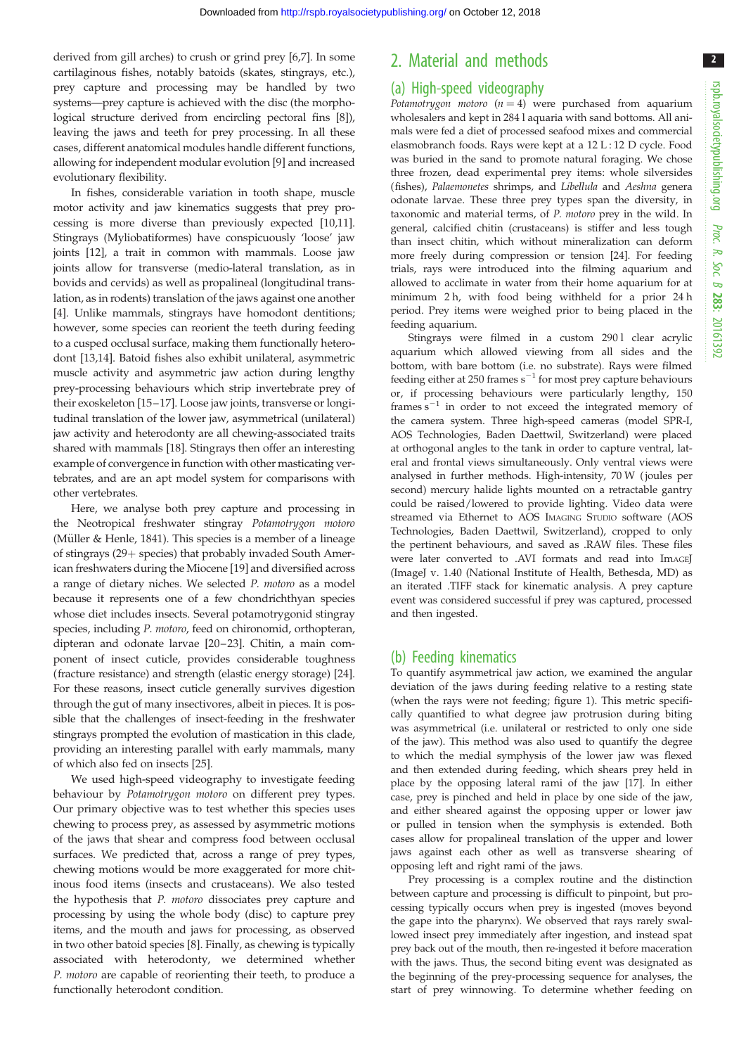derived from gill arches) to crush or grind prey [6,7]. In some cartilaginous fishes, notably batoids (skates, stingrays, etc.), prey capture and processing may be handled by two systems—prey capture is achieved with the disc (the morphological structure derived from encircling pectoral fins [8]), leaving the jaws and teeth for prey processing. In all these cases, different anatomical modules handle different functions, allowing for independent modular evolution [9] and increased evolutionary flexibility.

In fishes, considerable variation in tooth shape, muscle motor activity and jaw kinematics suggests that prey processing is more diverse than previously expected [10,11]. Stingrays (Myliobatiformes) have conspicuously 'loose' jaw joints [12], a trait in common with mammals. Loose jaw joints allow for transverse (medio-lateral translation, as in bovids and cervids) as well as propalineal (longitudinal translation, as in rodents) translation of the jaws against one another [4]. Unlike mammals, stingrays have homodont dentitions; however, some species can reorient the teeth during feeding to a cusped occlusal surface, making them functionally heterodont [13,14]. Batoid fishes also exhibit unilateral, asymmetric muscle activity and asymmetric jaw action during lengthy prey-processing behaviours which strip invertebrate prey of their exoskeleton [15–17]. Loose jaw joints, transverse or longitudinal translation of the lower jaw, asymmetrical (unilateral) jaw activity and heterodonty are all chewing-associated traits shared with mammals [18]. Stingrays then offer an interesting example of convergence in function with other masticating vertebrates, and are an apt model system for comparisons with other vertebrates.

Here, we analyse both prey capture and processing in the Neotropical freshwater stingray *Potamotrygon motoro* (Müller & Henle, 1841). This species is a member of a lineage of stingrays (29+ species) that probably invaded South American freshwaters during the Miocene [19] and diversified across a range of dietary niches. We selected *P. motoro* as a model because it represents one of a few chondrichthyan species whose diet includes insects. Several potamotrygonid stingray species, including *P. motoro*, feed on chironomid, orthopteran, dipteran and odonate larvae [20–23]. Chitin, a main component of insect cuticle, provides considerable toughness (fracture resistance) and strength (elastic energy storage) [24]. For these reasons, insect cuticle generally survives digestion through the gut of many insectivores, albeit in pieces. It is possible that the challenges of insect-feeding in the freshwater stingrays prompted the evolution of mastication in this clade, providing an interesting parallel with early mammals, many of which also fed on insects [25].

We used high-speed videography to investigate feeding behaviour by *Potamotrygon motoro* on different prey types. Our primary objective was to test whether this species uses chewing to process prey, as assessed by asymmetric motions of the jaws that shear and compress food between occlusal surfaces. We predicted that, across a range of prey types, chewing motions would be more exaggerated for more chitinous food items (insects and crustaceans). We also tested the hypothesis that *P. motoro* dissociates prey capture and processing by using the whole body (disc) to capture prey items, and the mouth and jaws for processing, as observed in two other batoid species [8]. Finally, as chewing is typically associated with heterodonty, we determined whether *P. motoro* are capable of reorienting their teeth, to produce a functionally heterodont condition.

## 2. Material and methods

### (a) High-speed videography

*Potamotrygon motoro* ($n = 4$) were purchased from aquarium wholesalers and kept in 284 l aquaria with sand bottoms. All animals were fed a diet of processed seafood mixes and commercial elasmobranch foods. Rays were kept at a 12 L : 12 D cycle. Food was buried in the sand to promote natural foraging. We chose three frozen, dead experimental prey items: whole silversides (fishes), *Palaemonetes* shrimps, and *Libellula* and *Aeshna* genera odonate larvae. These three prey types span the diversity, in taxonomic and material terms, of *P. motoro* prey in the wild. In general, calcified chitin (crustaceans) is stiffer and less tough than insect chitin, which without mineralization can deform more freely during compression or tension [24]. For feeding trials, rays were introduced into the filming aquarium and allowed to acclimate in water from their home aquarium for at minimum 2 h, with food being withheld for a prior 24 h period. Prey items were weighed prior to being placed in the feeding aquarium.

Stingrays were filmed in a custom 290 l clear acrylic aquarium which allowed viewing from all sides and the bottom, with bare bottom (i.e. no substrate). Rays were filmed feeding either at 250 frames $s^{-1}$ for most prey capture behaviours or, if processing behaviours were particularly lengthy, 150 frames $s^{-1}$ in order to not exceed the integrated memory of the camera system. Three high-speed cameras (model SPR-I, AOS Technologies, Baden Daettwil, Switzerland) were placed at orthogonal angles to the tank in order to capture ventral, lateral and frontal views simultaneously. Only ventral views were analysed in further methods. High-intensity, 70 W (joules per second) mercury halide lights mounted on a retractable gantry could be raised/lowered to provide lighting. Video data were streamed via Ethernet to AOS Imaging Studio software (AOS Technologies, Baden Daettwil, Switzerland), cropped to only the pertinent behaviours, and saved as .RAW files. These files were later converted to .AVI formats and read into ImageJ (ImageJ v. 1.40 (National Institute of Health, Bethesda, MD) as an iterated .TIFF stack for kinematic analysis. A prey capture event was considered successful if prey was captured, processed and then ingested.

### (b) Feeding kinematics

To quantify asymmetrical jaw action, we examined the angular deviation of the jaws during feeding relative to a resting state (when the rays were not feeding; figure 1). This metric specifically quantified to what degree jaw protrusion during biting was asymmetrical (i.e. unilateral or restricted to only one side of the jaw). This method was also used to quantify the degree to which the medial symphysis of the lower jaw was flexed and then extended during feeding, which shears prey held in place by the opposing lateral rami of the jaw [17]. In either case, prey is pinched and held in place by one side of the jaw, and either sheared against the opposing upper or lower jaw or pulled in tension when the symphysis is extended. Both cases allow for propalineal translation of the upper and lower jaws against each other as well as transverse shearing of opposing left and right rami of the jaws.

Prey processing is a complex routine and the distinction between capture and processing is difficult to pinpoint, but processing typically occurs when prey is ingested (moves beyond the gape into the pharynx). We observed that rays rarely swallowed insect prey immediately after ingestion, and instead spat prey back out of the mouth, then re-ingested it before maceration with the jaws. Thus, the second biting event was designated as the beginning of the prey-processing sequence for analyses, the start of prey winnowing. To determine whether feeding on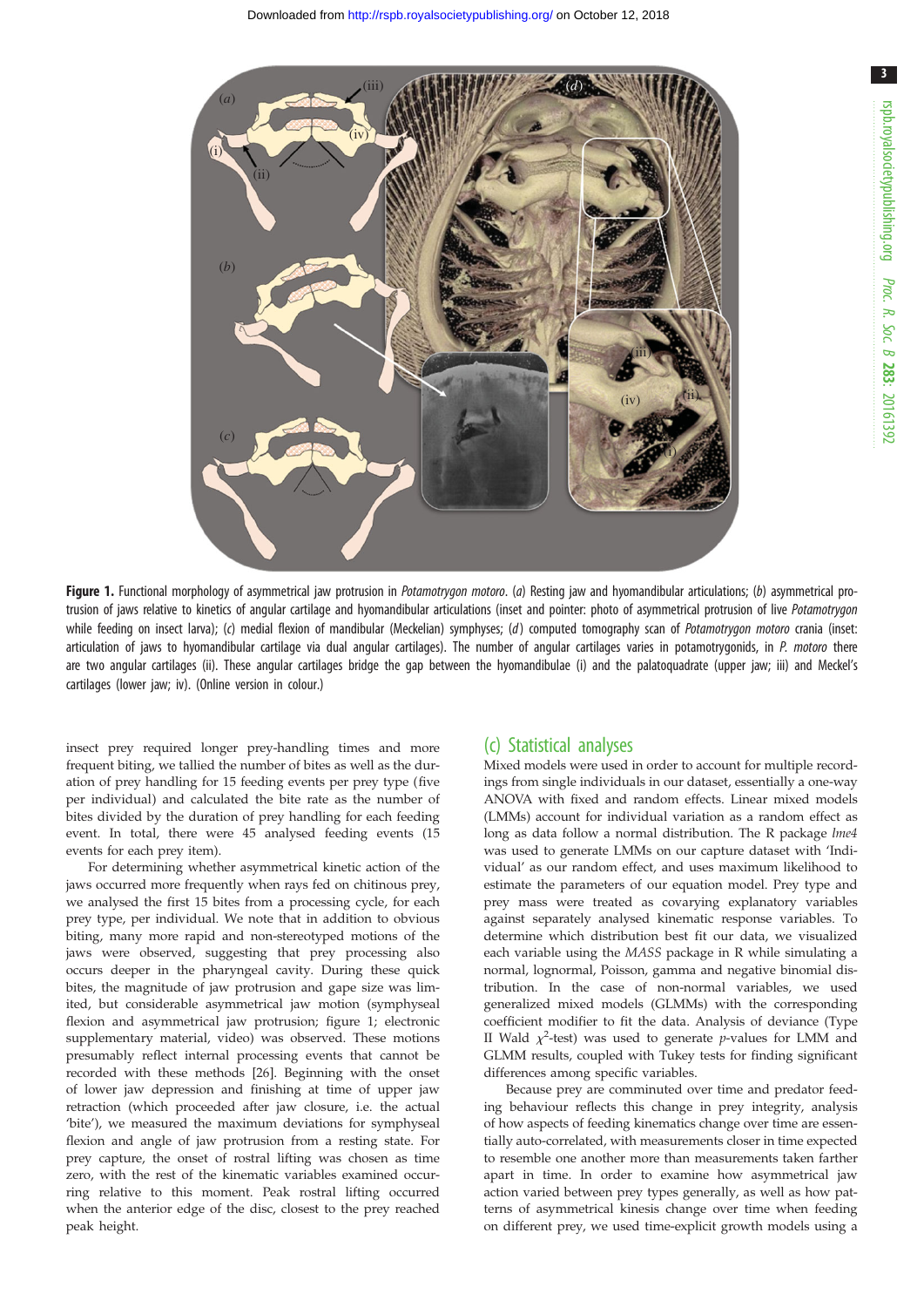(a) (i) (ii) (iii) (iv)

(b)

(c)

(d) (iii) (iv) (ii) (i)

**Figure 1.** Functional morphology of asymmetrical jaw protrusion in *Potamotrygon motoro*. (*a*) Resting jaw and hyomandibular articulations; (*b*) asymmetrical protrusion of jaws relative to kinetics of angular cartilage and hyomandibular articulations (inset and pointer: photo of asymmetrical protrusion of live *Potamotrygon* while feeding on insect larva); (*c*) medial flexion of mandibular (Meckelian) symphyses; (*d*) computed tomography scan of *Potamotrygon motoro* crania (inset: articulation of jaws to hyomandibular cartilage via dual angular cartilages). The number of angular cartilages varies in potamotrygonids, in *P. motoro* there are two angular cartilages (ii). These angular cartilages bridge the gap between the hyomandibulae (i) and the palatoquadrate (upper jaw; iii) and Meckel's cartilages (lower jaw; iv). (Online version in colour.)

insect prey required longer prey-handling times and more frequent biting, we tallied the number of bites as well as the duration of prey handling for 15 feeding events per prey type (five per individual) and calculated the bite rate as the number of bites divided by the duration of prey handling for each feeding event. In total, there were 45 analysed feeding events (15 events for each prey item).

For determining whether asymmetrical kinetic action of the jaws occurred more frequently when rays fed on chitinous prey, we analysed the first 15 bites from a processing cycle, for each prey type, per individual. We note that in addition to obvious biting, many more rapid and non-stereotyped motions of the jaws were observed, suggesting that prey processing also occurs deeper in the pharyngeal cavity. During these quick bites, the magnitude of jaw protrusion and gape size was limited, but considerable asymmetrical jaw motion (symphyseal flexion and asymmetrical jaw protrusion; figure 1; electronic supplementary material, video) was observed. These motions presumably reflect internal processing events that cannot be recorded with these methods [26]. Beginning with the onset of lower jaw depression and finishing at time of upper jaw retraction (which proceeded after jaw closure, i.e. the actual 'bite'), we measured the maximum deviations for symphyseal flexion and angle of jaw protrusion from a resting state. For prey capture, the onset of rostral lifting was chosen as time zero, with the rest of the kinematic variables examined occurring relative to this moment. Peak rostral lifting occurred when the anterior edge of the disc, closest to the prey reached peak height.

## (c) Statistical analyses

Mixed models were used in order to account for multiple recordings from single individuals in our dataset, essentially a one-way ANOVA with fixed and random effects. Linear mixed models (LMMs) account for individual variation as a random effect as long as data follow a normal distribution. The R package *lme4* was used to generate LMMs on our capture dataset with 'Individual' as our random effect, and uses maximum likelihood to estimate the parameters of our equation model. Prey type and prey mass were treated as covarying explanatory variables against separately analysed kinematic response variables. To determine which distribution best fit our data, we visualized each variable using the *MASS* package in R while simulating a normal, lognormal, Poisson, gamma and negative binomial distribution. In the case of non-normal variables, we used generalized mixed models (GLMMs) with the corresponding coefficient modifier to fit the data. Analysis of deviance (Type II Wald $\chi^2$-test) was used to generate *p*-values for LMM and GLMM results, coupled with Tukey tests for finding significant differences among specific variables.

Because prey are comminuted over time and predator feeding behaviour reflects this change in prey integrity, analysis of how aspects of feeding kinematics change over time are essentially auto-correlated, with measurements closer in time expected to resemble one another more than measurements taken farther apart in time. In order to examine how asymmetrical jaw action varied between prey types generally, as well as how patterns of asymmetrical kinesis change over time when feeding on different prey, we used time-explicit growth models using a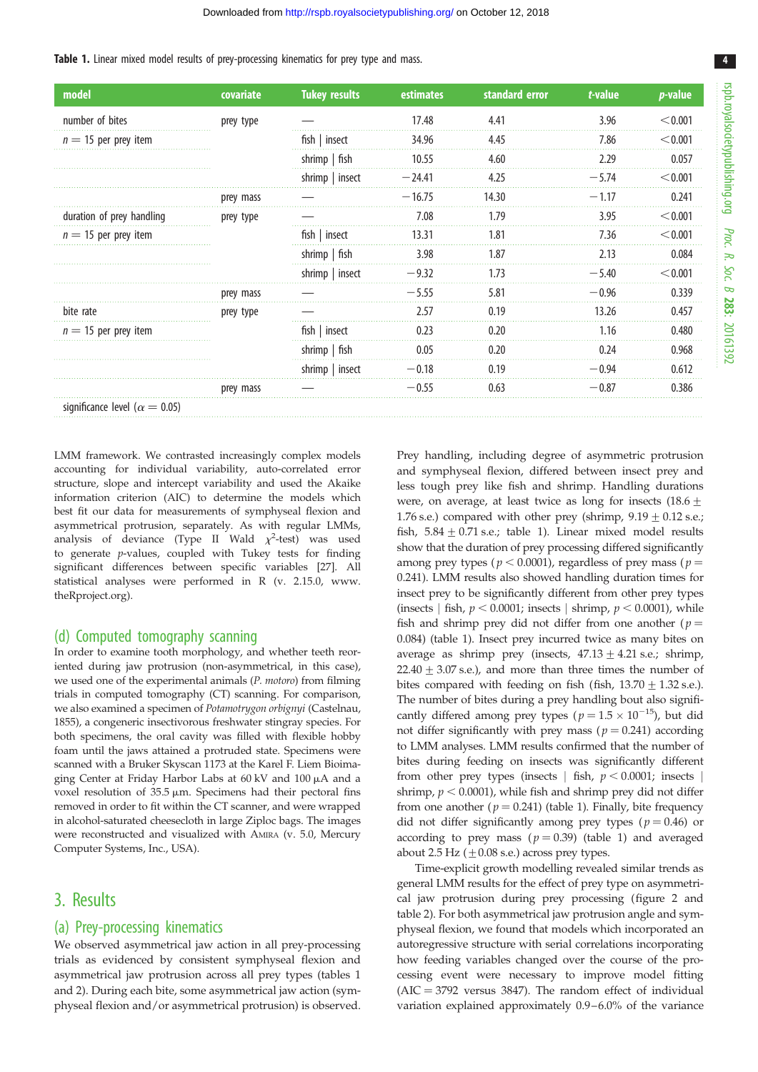**Table 1.** Linear mixed model results of prey-processing kinematics for prey type and mass.

| model | covariate | Tukey results | estimates | standard error | $t$-value | $p$-value |
|---|---|---|---|---|---|---|
| number of bites | prey type | — | 17.48 | 4.41 | 3.96 | <0.001 |
| $n = 15$ per prey item | | fish \| insect | 34.96 | 4.45 | 7.86 | <0.001 |
| | | shrimp \| fish | 10.55 | 4.60 | 2.29 | 0.057 |
| | | shrimp \| insect | −24.41 | 4.25 | −5.74 | <0.001 |
| | prey mass | — | −16.75 | 14.30 | −1.17 | 0.241 |
| duration of prey handling | prey type | — | 7.08 | 1.79 | 3.95 | <0.001 |
| $n = 15$ per prey item | | fish \| insect | 13.31 | 1.81 | 7.36 | <0.001 |
| | | shrimp \| fish | 3.98 | 1.87 | 2.13 | 0.084 |
| | | shrimp \| insect | −9.32 | 1.73 | −5.40 | <0.001 |
| | prey mass | — | −5.55 | 5.81 | −0.96 | 0.339 |
| bite rate | prey type | — | 2.57 | 0.19 | 13.26 | 0.457 |
| $n = 15$ per prey item | | fish \| insect | 0.23 | 0.20 | 1.16 | 0.480 |
| | | shrimp \| fish | 0.05 | 0.20 | 0.24 | 0.968 |
| | | shrimp \| insect | −0.18 | 0.19 | −0.94 | 0.612 |
| | prey mass | — | −0.55 | 0.63 | −0.87 | 0.386 |
| significance level ($\alpha = 0.05$) | | | | | | |

LMM framework. We contrasted increasingly complex models accounting for individual variability, auto-correlated error structure, slope and intercept variability and used the Akaike information criterion (AIC) to determine the models which best fit our data for measurements of symphyseal flexion and asymmetrical protrusion, separately. As with regular LMMs, analysis of deviance (Type II Wald $\chi^2$-test) was used to generate $p$-values, coupled with Tukey tests for finding significant differences between specific variables [27]. All statistical analyses were performed in R (v. 2.15.0, www.theRproject.org).

### (d) Computed tomography scanning

In order to examine tooth morphology, and whether teeth reoriented during jaw protrusion (non-asymmetrical, in this case), we used one of the experimental animals (*P. motoro*) from filming trials in computed tomography (CT) scanning. For comparison, we also examined a specimen of *Potamotrygon orbignyi* (Castelnau, 1855), a congeneric insectivorous freshwater stingray species. For both specimens, the oral cavity was filled with flexible hobby foam until the jaws attained a protruded state. Specimens were scanned with a Bruker Skyscan 1173 at the Karel F. Liem Bioimaging Center at Friday Harbor Labs at 60 kV and 100 µA and a voxel resolution of 35.5 µm. Specimens had their pectoral fins removed in order to fit within the CT scanner, and were wrapped in alcohol-saturated cheesecloth in large Ziploc bags. The images were reconstructed and visualized with Amira (v. 5.0, Mercury Computer Systems, Inc., USA).

## 3. Results

### (a) Prey-processing kinematics

We observed asymmetrical jaw action in all prey-processing trials as evidenced by consistent symphyseal flexion and asymmetrical jaw protrusion across all prey types (tables 1 and 2). During each bite, some asymmetrical jaw action (symphyseal flexion and/or asymmetrical protrusion) is observed. Prey handling, including degree of asymmetric protrusion and symphyseal flexion, differed between insect prey and less tough prey like fish and shrimp. Handling durations were, on average, at least twice as long for insects (18.6 ± 1.76 s.e.) compared with other prey (shrimp, 9.19 ± 0.12 s.e.; fish, 5.84 ± 0.71 s.e.; table 1). Linear mixed model results show that the duration of prey processing differed significantly among prey types ($p < 0.0001$), regardless of prey mass ($p = 0.241$). LMM results also showed handling duration times for insect prey to be significantly different from other prey types (insects | fish, $p < 0.0001$; insects | shrimp, $p < 0.0001$), while fish and shrimp prey did not differ from one another ($p = 0.084$) (table 1). Insect prey incurred twice as many bites on average as shrimp prey (insects, 47.13 ± 4.21 s.e.; shrimp, 22.40 ± 3.07 s.e.), and more than three times the number of bites compared with feeding on fish (fish, 13.70 ± 1.32 s.e.). The number of bites during a prey handling bout also significantly differed among prey types ($p = 1.5 \times 10^{-15}$), but did not differ significantly with prey mass ($p = 0.241$) according to LMM analyses. LMM results confirmed that the number of bites during feeding on insects was significantly different from other prey types (insects | fish, $p < 0.0001$; insects | shrimp, $p < 0.0001$), while fish and shrimp prey did not differ from one another ($p = 0.241$) (table 1). Finally, bite frequency did not differ significantly among prey types ($p = 0.46$) or according to prey mass ($p = 0.39$) (table 1) and averaged about 2.5 Hz (±0.08 s.e.) across prey types.

Time-explicit growth modelling revealed similar trends as general LMM results for the effect of prey type on asymmetrical jaw protrusion during prey processing (figure 2 and table 2). For both asymmetrical jaw protrusion angle and symphyseal flexion, we found that models which incorporated an autoregressive structure with serial correlations incorporating how feeding variables changed over the course of the processing event were necessary to improve model fitting (AIC = 3792 versus 3847). The random effect of individual variation explained approximately 0.9–6.0% of the variance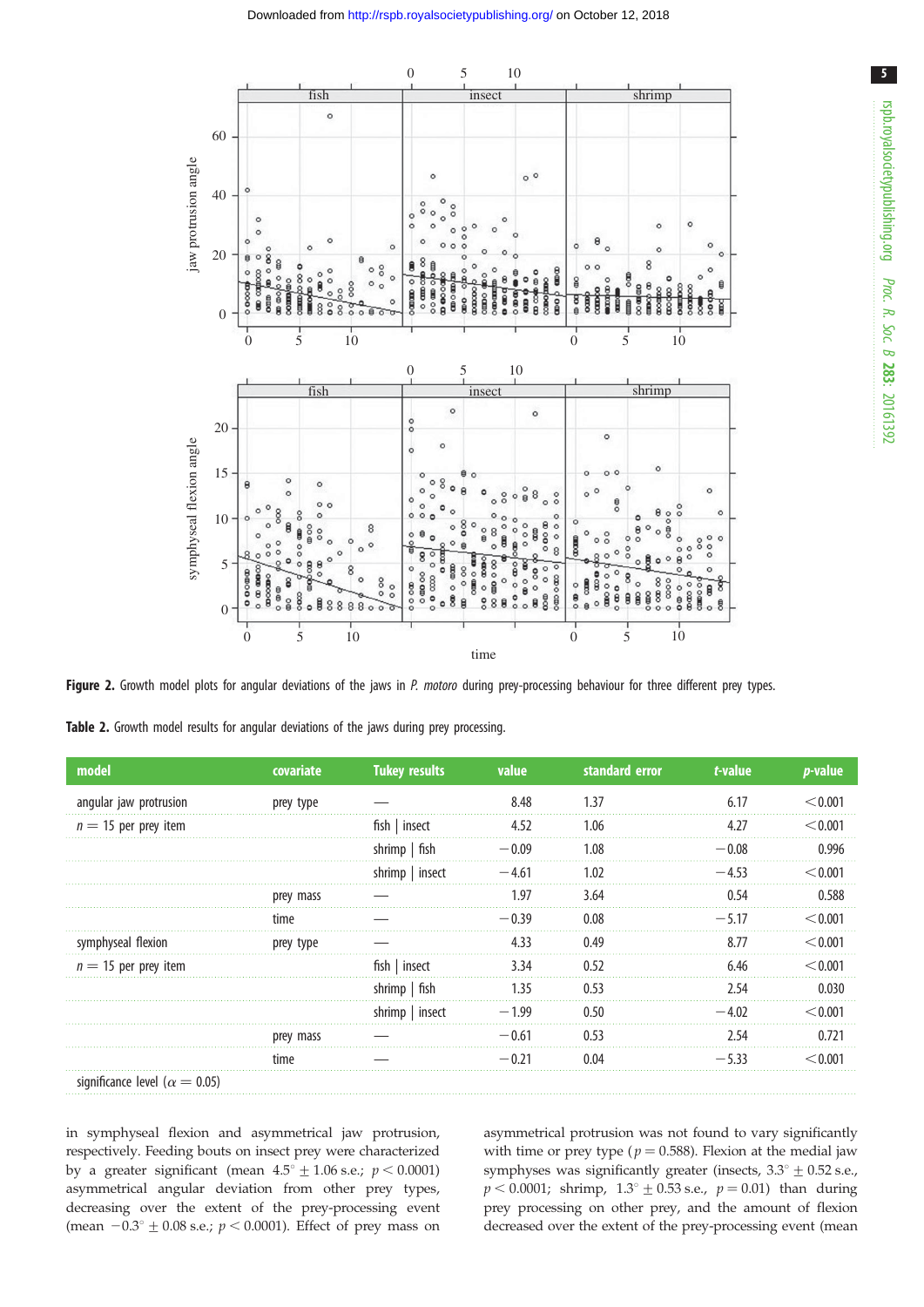**Figure 2.** Growth model plots for angular deviations of the jaws in *P. motoro* during prey-processing behaviour for three different prey types.

**Table 2.** Growth model results for angular deviations of the jaws during prey processing.

| model | covariate | Tukey results | value | standard error | *t*-value | *p*-value |
|---|---|---|---|---|---|---|
| angular jaw protrusion | prey type | — | 8.48 | 1.37 | 6.17 | <0.001 |
| $n = 15$ per prey item | | fish \| insect | 4.52 | 1.06 | 4.27 | <0.001 |
| | | shrimp \| fish | −0.09 | 1.08 | −0.08 | 0.996 |
| | | shrimp \| insect | −4.61 | 1.02 | −4.53 | <0.001 |
| | prey mass | — | 1.97 | 3.64 | 0.54 | 0.588 |
| | time | — | −0.39 | 0.08 | −5.17 | <0.001 |
| symphyseal flexion | prey type | — | 4.33 | 0.49 | 8.77 | <0.001 |
| $n = 15$ per prey item | | fish \| insect | 3.34 | 0.52 | 6.46 | <0.001 |
| | | shrimp \| fish | 1.35 | 0.53 | 2.54 | 0.030 |
| | | shrimp \| insect | −1.99 | 0.50 | −4.02 | <0.001 |
| | prey mass | — | −0.61 | 0.53 | 2.54 | 0.721 |
| | time | — | −0.21 | 0.04 | −5.33 | <0.001 |
| significance level ($\alpha = 0.05$) | | | | | | |

in symphyseal flexion and asymmetrical jaw protrusion, respectively. Feeding bouts on insect prey were characterized by a greater significant (mean $4.5° \pm 1.06$ s.e.; $p < 0.0001$) asymmetrical angular deviation from other prey types, decreasing over the extent of the prey-processing event (mean $-0.3° \pm 0.08$ s.e.; $p < 0.0001$). Effect of prey mass on asymmetrical protrusion was not found to vary significantly with time or prey type ($p = 0.588$). Flexion at the medial jaw symphyses was significantly greater (insects, $3.3° \pm 0.52$ s.e., $p < 0.0001$; shrimp, $1.3° \pm 0.53$ s.e., $p = 0.01$) than during prey processing on other prey, and the amount of flexion decreased over the extent of the prey-processing event (mean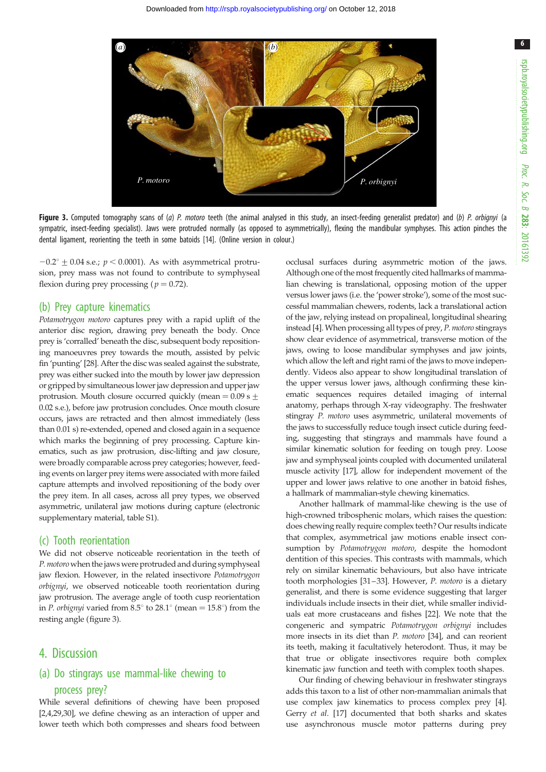**Figure 3.** Computed tomography scans of (*a*) *P. motoro* teeth (the animal analysed in this study, an insect-feeding generalist predator) and (*b*) *P. orbignyi* (a sympatric, insect-feeding specialist). Jaws were protruded normally (as opposed to asymmetrically), flexing the mandibular symphyses. This action pinches the dental ligament, reorienting the teeth in some batoids [14]. (Online version in colour.)

$-0.2° \pm 0.04$ s.e.; $p < 0.0001$). As with asymmetrical protrusion, prey mass was not found to contribute to symphyseal flexion during prey processing ($p = 0.72$).

## (b) Prey capture kinematics

*Potamotrygon motoro* captures prey with a rapid uplift of the anterior disc region, drawing prey beneath the body. Once prey is 'corralled' beneath the disc, subsequent body repositioning manoeuvres prey towards the mouth, assisted by pelvic fin 'punting' [28]. After the disc was sealed against the substrate, prey was either sucked into the mouth by lower jaw depression or gripped by simultaneous lower jaw depression and upper jaw protrusion. Mouth closure occurred quickly (mean = 0.09 s ± 0.02 s.e.), before jaw protrusion concludes. Once mouth closure occurs, jaws are retracted and then almost immediately (less than 0.01 s) re-extended, opened and closed again in a sequence which marks the beginning of prey processing. Capture kinematics, such as jaw protrusion, disc-lifting and jaw closure, were broadly comparable across prey categories; however, feeding events on larger prey items were associated with more failed capture attempts and involved repositioning of the body over the prey item. In all cases, across all prey types, we observed asymmetric, unilateral jaw motions during capture (electronic supplementary material, table S1).

## (c) Tooth reorientation

We did not observe noticeable reorientation in the teeth of *P. motoro* when the jaws were protruded and during symphyseal jaw flexion. However, in the related insectivore *Potamotrygon orbignyi*, we observed noticeable tooth reorientation during jaw protrusion. The average angle of tooth cusp reorientation in *P. orbignyi* varied from 8.5° to 28.1° (mean = 15.8°) from the resting angle (figure 3).

# 4. Discussion

## (a) Do stingrays use mammal-like chewing to process prey?

While several definitions of chewing have been proposed [2,4,29,30], we define chewing as an interaction of upper and lower teeth which both compresses and shears food between occlusal surfaces during asymmetric motion of the jaws. Although one of the most frequently cited hallmarks of mammalian chewing is translational, opposing motion of the upper versus lower jaws (i.e. the 'power stroke'), some of the most successful mammalian chewers, rodents, lack a translational action of the jaw, relying instead on propalineal, longitudinal shearing instead [4]. When processing all types of prey, *P. motoro* stingrays show clear evidence of asymmetrical, transverse motion of the jaws, owing to loose mandibular symphyses and jaw joints, which allow the left and right rami of the jaws to move independently. Videos also appear to show longitudinal translation of the upper versus lower jaws, although confirming these kinematic sequences requires detailed imaging of internal anatomy, perhaps through X-ray videography. The freshwater stingray *P. motoro* uses asymmetric, unilateral movements of the jaws to successfully reduce tough insect cuticle during feeding, suggesting that stingrays and mammals have found a similar kinematic solution for feeding on tough prey. Loose jaw and symphyseal joints coupled with documented unilateral muscle activity [17], allow for independent movement of the upper and lower jaws relative to one another in batoid fishes, a hallmark of mammalian-style chewing kinematics.

Another hallmark of mammal-like chewing is the use of high-crowned tribosphenic molars, which raises the question: does chewing really require complex teeth? Our results indicate that complex, asymmetrical jaw motions enable insect consumption by *Potamotrygon motoro*, despite the homodont dentition of this species. This contrasts with mammals, which rely on similar kinematic behaviours, but also have intricate tooth morphologies [31–33]. However, *P. motoro* is a dietary generalist, and there is some evidence suggesting that larger individuals include insects in their diet, while smaller individuals eat more crustaceans and fishes [22]. We note that the congeneric and sympatric *Potamotrygon orbignyi* includes more insects in its diet than *P. motoro* [34], and can reorient its teeth, making it facultatively heterodont. Thus, it may be that true or obligate insectivores require both complex kinematic jaw function and teeth with complex tooth shapes.

Our finding of chewing behaviour in freshwater stingrays adds this taxon to a list of other non-mammalian animals that use complex jaw kinematics to process complex prey [4]. Gerry *et al.* [17] documented that both sharks and skates use asynchronous muscle motor patterns during prey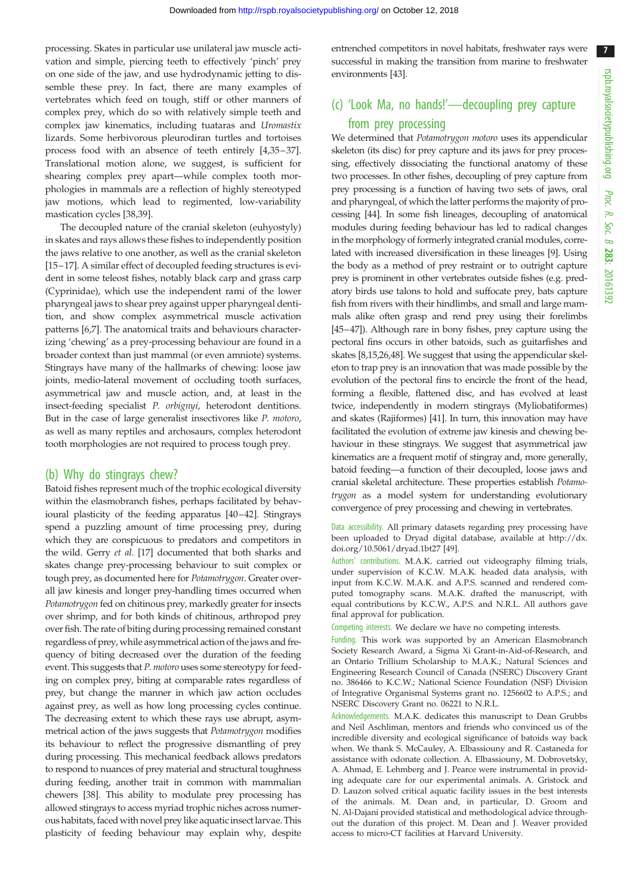processing. Skates in particular use unilateral jaw muscle activation and simple, piercing teeth to effectively 'pinch' prey on one side of the jaw, and use hydrodynamic jetting to dissemble these prey. In fact, there are many examples of vertebrates which feed on tough, stiff or other manners of complex prey, which do so with relatively simple teeth and complex jaw kinematics, including tuataras and *Uromastix* lizards. Some herbivorous pleurodiran turtles and tortoises process food with an absence of teeth entirely [4,35–37]. Translational motion alone, we suggest, is sufficient for shearing complex prey apart—while complex tooth morphologies in mammals are a reflection of highly stereotyped jaw motions, which lead to regimented, low-variability mastication cycles [38,39].

The decoupled nature of the cranial skeleton (euhyostyly) in skates and rays allows these fishes to independently position the jaws relative to one another, as well as the cranial skeleton [15–17]. A similar effect of decoupled feeding structures is evident in some teleost fishes, notably black carp and grass carp (Cyprinidae), which use the independent rami of the lower pharyngeal jaws to shear prey against upper pharyngeal dentition, and show complex asymmetrical muscle activation patterns [6,7]. The anatomical traits and behaviours characterizing 'chewing' as a prey-processing behaviour are found in a broader context than just mammal (or even amniote) systems. Stingrays have many of the hallmarks of chewing: loose jaw joints, medio-lateral movement of occluding tooth surfaces, asymmetrical jaw and muscle action, and, at least in the insect-feeding specialist *P. orbignyi*, heterodont dentitions. But in the case of large generalist insectivores like *P. motoro*, as well as many reptiles and archosaurs, complex heterodont tooth morphologies are not required to process tough prey.

## (b) Why do stingrays chew?

Batoid fishes represent much of the trophic ecological diversity within the elasmobranch fishes, perhaps facilitated by behavioural plasticity of the feeding apparatus [40–42]. Stingrays spend a puzzling amount of time processing prey, during which they are conspicuous to predators and competitors in the wild. Gerry *et al*. [17] documented that both sharks and skates change prey-processing behaviour to suit complex or tough prey, as documented here for *Potamotrygon*. Greater overall jaw kinesis and longer prey-handling times occurred when *Potamotrygon* fed on chitinous prey, markedly greater for insects over shrimp, and for both kinds of chitinous, arthropod prey over fish. The rate of biting during processing remained constant regardless of prey, while asymmetrical action of the jaws and frequency of biting decreased over the duration of the feeding event. This suggests that *P. motoro* uses some stereotypy for feeding on complex prey, biting at comparable rates regardless of prey, but change the manner in which jaw action occludes against prey, as well as how long processing cycles continue. The decreasing extent to which these rays use abrupt, asymmetrical action of the jaws suggests that *Potamotrygon* modifies its behaviour to reflect the progressive dismantling of prey during processing. This mechanical feedback allows predators to respond to nuances of prey material and structural toughness during feeding, another trait in common with mammalian chewers [38]. This ability to modulate prey processing has allowed stingrays to access myriad trophic niches across numerous habitats, faced with novel prey like aquatic insect larvae. This plasticity of feeding behaviour may explain why, despite entrenched competitors in novel habitats, freshwater rays were successful in making the transition from marine to freshwater environments [43].

## (c) 'Look Ma, no hands!'—decoupling prey capture from prey processing

We determined that *Potamotrygon motoro* uses its appendicular skeleton (its disc) for prey capture and its jaws for prey processing, effectively dissociating the functional anatomy of these two processes. In other fishes, decoupling of prey capture from prey processing is a function of having two sets of jaws, oral and pharyngeal, of which the latter performs the majority of processing [44]. In some fish lineages, decoupling of anatomical modules during feeding behaviour has led to radical changes in the morphology of formerly integrated cranial modules, correlated with increased diversification in these lineages [9]. Using the body as a method of prey restraint or to outright capture prey is prominent in other vertebrates outside fishes (e.g. predatory birds use talons to hold and suffocate prey, bats capture fish from rivers with their hindlimbs, and small and large mammals alike often grasp and rend prey using their forelimbs [45–47]). Although rare in bony fishes, prey capture using the pectoral fins occurs in other batoids, such as guitarfishes and skates [8,15,26,48]. We suggest that using the appendicular skeleton to trap prey is an innovation that was made possible by the evolution of the pectoral fins to encircle the front of the head, forming a flexible, flattened disc, and has evolved at least twice, independently in modern stingrays (Myliobatiformes) and skates (Rajiformes) [41]. In turn, this innovation may have facilitated the evolution of extreme jaw kinesis and chewing behaviour in these stingrays. We suggest that asymmetrical jaw kinematics are a frequent motif of stingray and, more generally, batoid feeding—a function of their decoupled, loose jaws and cranial skeletal architecture. These properties establish *Potamotrygon* as a model system for understanding evolutionary convergence of prey processing and chewing in vertebrates.

Data accessibility. All primary datasets regarding prey processing have been uploaded to Dryad digital database, available at http://dx.doi.org/10.5061/dryad.1bt27 [49].

Authors' contributions. M.A.K. carried out videography filming trials, under supervision of K.C.W. M.A.K. headed data analysis, with input from K.C.W. M.A.K. and A.P.S. scanned and rendered computed tomography scans. M.A.K. drafted the manuscript, with equal contributions by K.C.W., A.P.S. and N.R.L. All authors gave final approval for publication.

Competing interests. We declare we have no competing interests.

Funding. This work was supported by an American Elasmobranch Society Research Award, a Sigma Xi Grant-in-Aid-of-Research, and an Ontario Trillium Scholarship to M.A.K.; Natural Sciences and Engineering Research Council of Canada (NSERC) Discovery Grant no. 386466 to K.C.W.; National Science Foundation (NSF) Division of Integrative Organismal Systems grant no. 1256602 to A.P.S.; and NSERC Discovery Grant no. 06221 to N.R.L.

Acknowledgements. M.A.K. dedicates this manuscript to Dean Grubbs and Neil Aschliman, mentors and friends who convinced us of the incredible diversity and ecological significance of batoids way back when. We thank S. McCauley, A. Elbassiouny and R. Castaneda for assistance with odonate collection. A. Elbassiouny, M. Dobrovetsky, A. Ahmad, E. Lehmberg and J. Pearce were instrumental in providing adequate care for our experimental animals. A. Gristock and D. Lauzon solved critical aquatic facility issues in the best interests of the animals. M. Dean and, in particular, D. Groom and N. Al-Dajani provided statistical and methodological advice throughout the duration of this project. M. Dean and J. Weaver provided access to micro-CT facilities at Harvard University.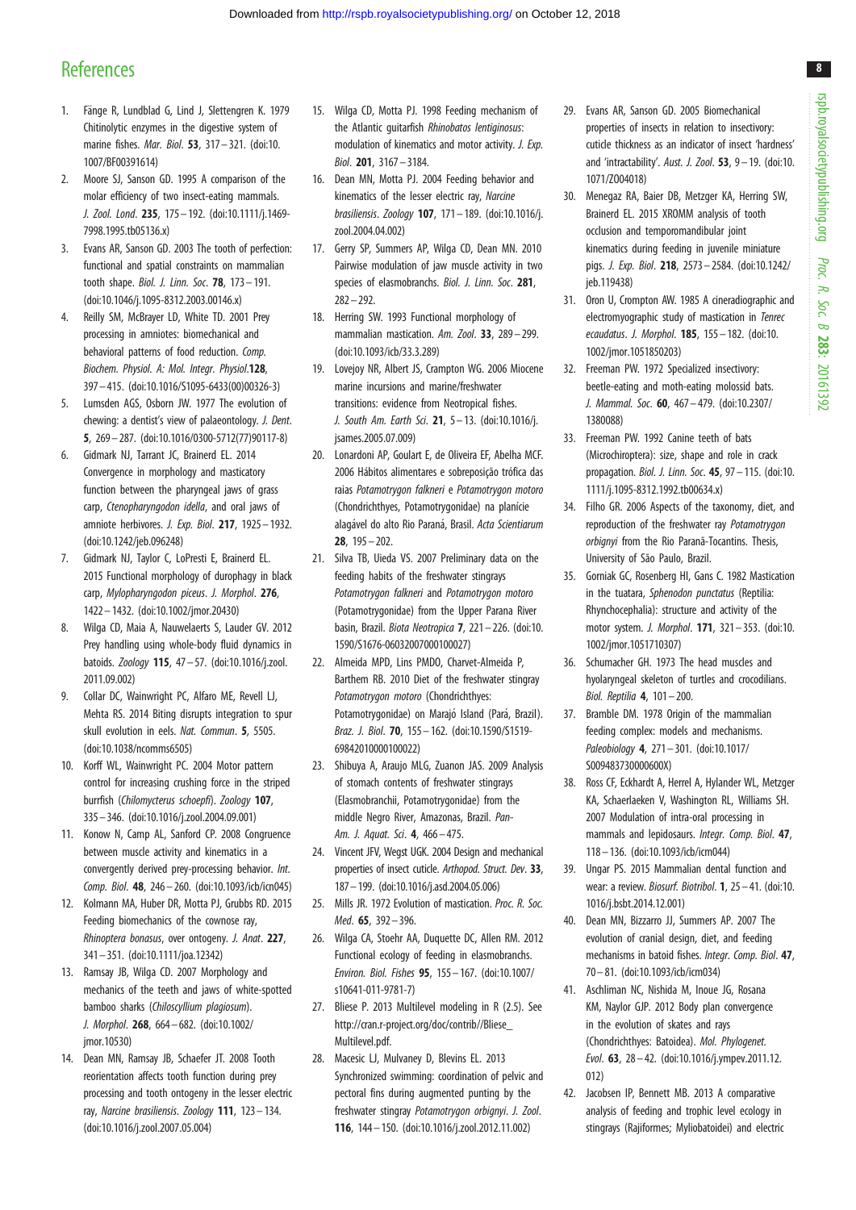## References

1. Fänge R, Lundblad G, Lind J, Slettengren K. 1979 Chitinolytic enzymes in the digestive system of marine fishes. *Mar. Biol.* **53**, 317–321. (doi:10.1007/BF00391614)
2. Moore SJ, Sanson GD. 1995 A comparison of the molar efficiency of two insect-eating mammals. *J. Zool. Lond.* **235**, 175–192. (doi:10.1111/j.1469-7998.1995.tb05136.x)
3. Evans AR, Sanson GD. 2003 The tooth of perfection: functional and spatial constraints on mammalian tooth shape. *Biol. J. Linn. Soc.* **78**, 173–191. (doi:10.1046/j.1095-8312.2003.00146.x)
4. Reilly SM, McBrayer LD, White TD. 2001 Prey processing in amniotes: biomechanical and behavioral patterns of food reduction. *Comp. Biochem. Physiol. A: Mol. Integr. Physiol.***128**, 397–415. (doi:10.1016/S1095-6433(00)00326-3)
5. Lumsden AGS, Osborn JW. 1977 The evolution of chewing: a dentist's view of palaeontology. *J. Dent.* **5**, 269–287. (doi:10.1016/0300-5712(77)90117-8)
6. Gidmark NJ, Tarrant JC, Brainerd EL. 2014 Convergence in morphology and masticatory function between the pharyngeal jaws of grass carp, *Ctenopharyngodon idella*, and oral jaws of amniote herbivores. *J. Exp. Biol.* **217**, 1925–1932. (doi:10.1242/jeb.096248)
7. Gidmark NJ, Taylor C, LoPresti E, Brainerd EL. 2015 Functional morphology of durophagy in black carp, *Mylopharyngodon piceus*. *J. Morphol.* **276**, 1422–1432. (doi:10.1002/jmor.20430)
8. Wilga CD, Maia A, Nauwelaerts S, Lauder GV. 2012 Prey handling using whole-body fluid dynamics in batoids. *Zoology* **115**, 47–57. (doi:10.1016/j.zool.2011.09.002)
9. Collar DC, Wainwright PC, Alfaro ME, Revell LJ, Mehta RS. 2014 Biting disrupts integration to spur skull evolution in eels. *Nat. Commun.* **5**, 5505. (doi:10.1038/ncomms6505)
10. Korff WL, Wainwright PC. 2004 Motor pattern control for increasing crushing force in the striped burrfish (*Chilomycterus schoepfi*). *Zoology* **107**, 335–346. (doi:10.1016/j.zool.2004.09.001)
11. Konow N, Camp AL, Sanford CP. 2008 Congruence between muscle activity and kinematics in a convergently derived prey-processing behavior. *Int. Comp. Biol.* **48**, 246–260. (doi:10.1093/icb/icn045)
12. Kolmann MA, Huber DR, Motta PJ, Grubbs RD. 2015 Feeding biomechanics of the cownose ray, *Rhinoptera bonasus*, over ontogeny. *J. Anat.* **227**, 341–351. (doi:10.1111/joa.12342)
13. Ramsay JB, Wilga CD. 2007 Morphology and mechanics of the teeth and jaws of white-spotted bamboo sharks (*Chiloscyllium plagiosum*). *J. Morphol.* **268**, 664–682. (doi:10.1002/jmor.10530)
14. Dean MN, Ramsay JB, Schaefer JT. 2008 Tooth reorientation affects tooth function during prey processing and tooth ontogeny in the lesser electric ray, *Narcine brasiliensis*. *Zoology* **111**, 123–134. (doi:10.1016/j.zool.2007.05.004)
15. Wilga CD, Motta PJ. 1998 Feeding mechanism of the Atlantic guitarfish *Rhinobatos lentiginosus*: modulation of kinematics and motor activity. *J. Exp. Biol.* **201**, 3167–3184.
16. Dean MN, Motta PJ. 2004 Feeding behavior and kinematics of the lesser electric ray, *Narcine brasiliensis*. *Zoology* **107**, 171–189. (doi:10.1016/j.zool.2004.04.002)
17. Gerry SP, Summers AP, Wilga CD, Dean MN. 2010 Pairwise modulation of jaw muscle activity in two species of elasmobranchs. *Biol. J. Linn. Soc.* **281**, 282–292.
18. Herring SW. 1993 Functional morphology of mammalian mastication. *Am. Zool.* **33**, 289–299. (doi:10.1093/icb/33.3.289)
19. Lovejoy NR, Albert JS, Crampton WG. 2006 Miocene marine incursions and marine/freshwater transitions: evidence from Neotropical fishes. *J. South Am. Earth Sci.* **21**, 5–13. (doi:10.1016/j.jsames.2005.07.009)
20. Lonardoni AP, Goulart E, de Oliveira EF, Abelha MCF. 2006 Hábitos alimentares e sobreposição trófica das raias *Potamotrygon falkneri* e *Potamotrygon motoro* (Chondrichthyes, Potamotrygonidae) na planície alagável do alto Rio Paraná, Brasil. *Acta Scientiarum* **28**, 195–202.
21. Silva TB, Uieda VS. 2007 Preliminary data on the feeding habits of the freshwater stingrays *Potamotrygon falkneri* and *Potamotrygon motoro* (Potamotrygonidae) from the Upper Parana River basin, Brazil. *Biota Neotropica* **7**, 221–226. (doi:10.1590/S1676-06032007000100027)
22. Almeida MPD, Lins PMDO, Charvet-Almeida P, Barthem RB. 2010 Diet of the freshwater stingray *Potamotrygon motoro* (Chondrichthyes: Potamotrygonidae) on Marajó Island (Pará, Brazil). *Braz. J. Biol.* **70**, 155–162. (doi:10.1590/S1519-69842010000100022)
23. Shibuya A, Araujo MLG, Zuanon JAS. 2009 Analysis of stomach contents of freshwater stingrays (Elasmobranchii, Potamotrygonidae) from the middle Negro River, Amazonas, Brazil. *Pan-Am. J. Aquat. Sci.* **4**, 466–475.
24. Vincent JFV, Wegst UGK. 2004 Design and mechanical properties of insect cuticle. *Arthropod. Struct. Dev.* **33**, 187–199. (doi:10.1016/j.asd.2004.05.006)
25. Mills JR. 1972 Evolution of mastication. *Proc. R. Soc. Med.* **65**, 392–396.
26. Wilga CA, Stoehr AA, Duquette DC, Allen RM. 2012 Functional ecology of feeding in elasmobranchs. *Environ. Biol. Fishes* **95**, 155–167. (doi:10.1007/s10641-011-9781-7)
27. Bliese P. 2013 Multilevel modeling in R (2.5). See http://cran.r-project.org/doc/contrib//Bliese_Multilevel.pdf.
28. Macesic LJ, Mulvaney D, Blevins EL. 2013 Synchronized swimming: coordination of pelvic and pectoral fins during augmented punting by the freshwater stingray *Potamotrygon orbignyi*. *J. Zool.* **116**, 144–150. (doi:10.1016/j.zool.2012.11.002)
29. Evans AR, Sanson GD. 2005 Biomechanical properties of insects in relation to insectivory: cuticle thickness as an indicator of insect 'hardness' and 'intractability'. *Aust. J. Zool.* **53**, 9–19. (doi:10.1071/Z004018)
30. Menegaz RA, Baier DB, Metzger KA, Herring SW, Brainerd EL. 2015 XROMM analysis of tooth occlusion and temporomandibular joint kinematics during feeding in juvenile miniature pigs. *J. Exp. Biol.* **218**, 2573–2584. (doi:10.1242/jeb.119438)
31. Oron U, Crompton AW. 1985 A cineradiographic and electromyographic study of mastication in *Tenrec ecaudatus*. *J. Morphol.* **185**, 155–182. (doi:10.1002/jmor.1051850203)
32. Freeman PW. 1972 Specialized insectivory: beetle-eating and moth-eating molossid bats. *J. Mammal. Soc.* **60**, 467–479. (doi:10.2307/1380088)
33. Freeman PW. 1992 Canine teeth of bats (Microchiroptera): size, shape and role in crack propagation. *Biol. J. Linn. Soc.* **45**, 97–115. (doi:10.1111/j.1095-8312.1992.tb00634.x)
34. Filho GR. 2006 Aspects of the taxonomy, diet, and reproduction of the freshwater ray *Potamotrygon orbignyi* from the Rio Paranã-Tocantins. Thesis, University of São Paulo, Brazil.
35. Gorniak GC, Rosenberg HI, Gans C. 1982 Mastication in the tuatara, *Sphenodon punctatus* (Reptilia: Rhynchocephalia): structure and activity of the motor system. *J. Morphol.* **171**, 321–353. (doi:10.1002/jmor.1051710307)
36. Schumacher GH. 1973 The head muscles and hyolaryngeal skeleton of turtles and crocodilians. *Biol. Reptilia* **4**, 101–200.
37. Bramble DM. 1978 Origin of the mammalian feeding complex: models and mechanisms. *Paleobiology* **4**, 271–301. (doi:10.1017/S009483730000600X)
38. Ross CF, Eckhardt A, Herrel A, Hylander WL, Metzger KA, Schaerlaeken V, Washington RL, Williams SH. 2007 Modulation of intra-oral processing in mammals and lepidosaurs. *Integr. Comp. Biol.* **47**, 118–136. (doi:10.1093/icb/icm044)
39. Ungar PS. 2015 Mammalian dental function and wear: a review. *Biosurf. Biotribol.* **1**, 25–41. (doi:10.1016/j.bsbt.2014.12.001)
40. Dean MN, Bizzarro JJ, Summers AP. 2007 The evolution of cranial design, diet, and feeding mechanisms in batoid fishes. *Integr. Comp. Biol.* **47**, 70–81. (doi:10.1093/icb/icm034)
41. Aschliman NC, Nishida M, Inoue JG, Rosana KM, Naylor GJP. 2012 Body plan convergence in the evolution of skates and rays (Chondrichthyes: Batoidea). *Mol. Phylogenet. Evol.* **63**, 28–42. (doi:10.1016/j.ympev.2011.12.012)
42. Jacobsen IP, Bennett MB. 2013 A comparative analysis of feeding and trophic level ecology in stingrays (Rajiformes; Myliobatoidei) and electric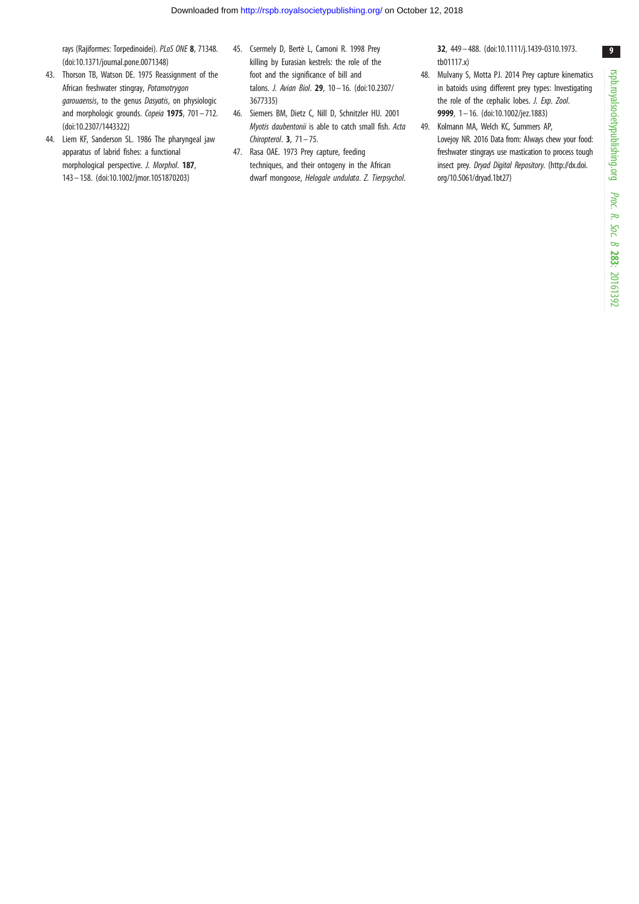rays (Rajiformes: Torpedinoidei). *PLoS ONE* **8**, 71348. (doi:10.1371/journal.pone.0071348)

43. Thorson TB, Watson DE. 1975 Reassignment of the African freshwater stingray, *Potamotrygon garouaensis*, to the genus *Dasyatis*, on physiologic and morphologic grounds. *Copeia* **1975**, 701–712. (doi:10.2307/1443322)
44. Liem KF, Sanderson SL. 1986 The pharyngeal jaw apparatus of labrid fishes: a functional morphological perspective. *J. Morphol*. **187**, 143–158. (doi:10.1002/jmor.1051870203)
45. Csermely D, Bertè L, Camoni R. 1998 Prey killing by Eurasian kestrels: the role of the foot and the significance of bill and talons. *J. Avian Biol*. **29**, 10–16. (doi:10.2307/3677335)
46. Siemers BM, Dietz C, Nill D, Schnitzler HU. 2001 *Myotis daubentonii* is able to catch small fish. *Acta Chiropterol*. **3**, 71–75.
47. Rasa OAE. 1973 Prey capture, feeding techniques, and their ontogeny in the African dwarf mongoose, *Helogale undulata*. *Z. Tierpsychol*. **32**, 449–488. (doi:10.1111/j.1439-0310.1973.tb01117.x)
48. Mulvany S, Motta PJ. 2014 Prey capture kinematics in batoids using different prey types: Investigating the role of the cephalic lobes. *J. Exp. Zool*. **9999**, 1–16. (doi:10.1002/jez.1883)
49. Kolmann MA, Welch KC, Summers AP, Lovejoy NR. 2016 Data from: Always chew your food: freshwater stingrays use mastication to process tough insect prey. *Dryad Digital Repository*. (http://dx.doi.org/10.5061/dryad.1bt27)